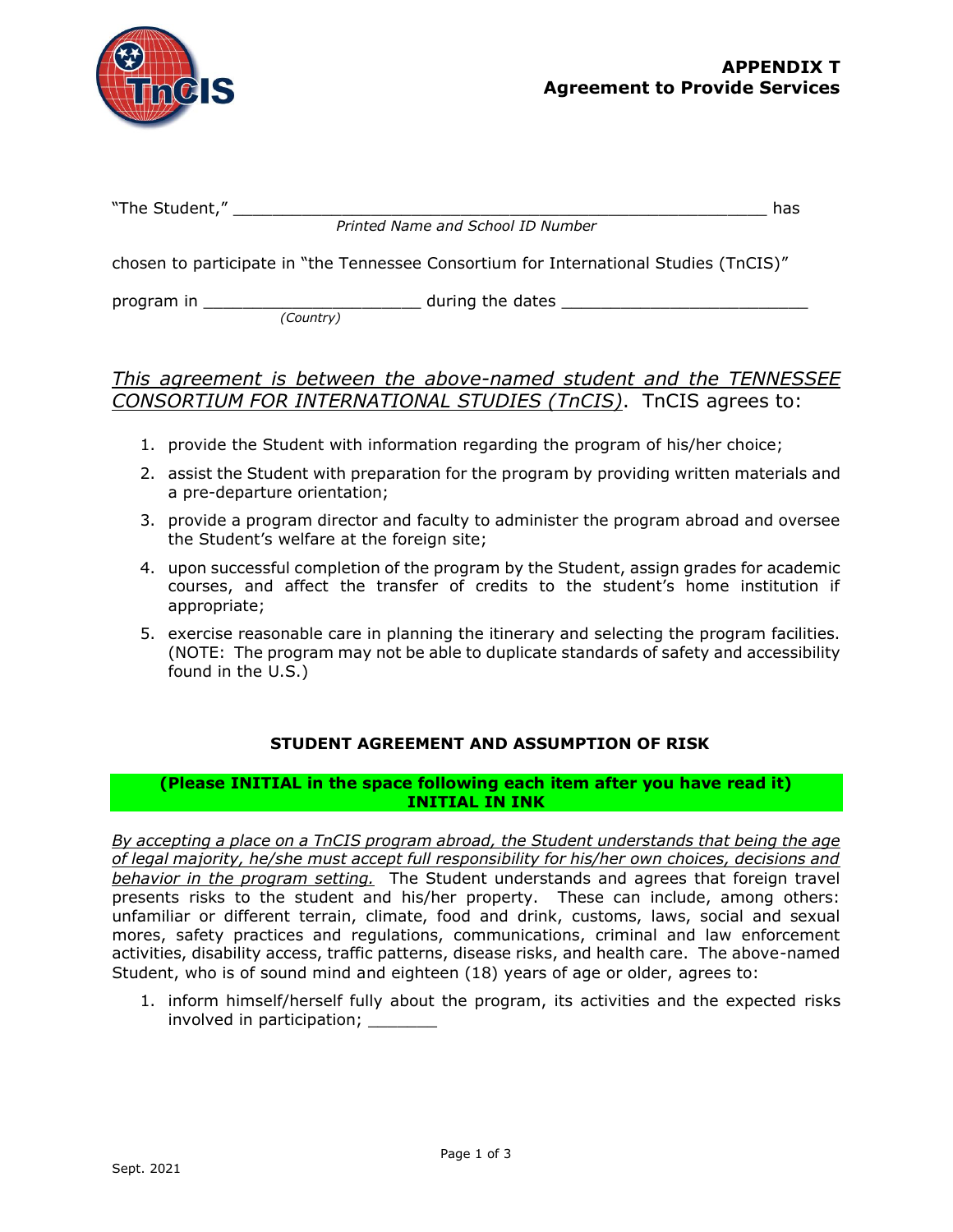# APPENDIX T
## Agreement to Provide Services

"The Student," _______________________________________________________ has
*Printed Name and School ID Number*

chosen to participate in "the Tennessee Consortium for International Studies (TnCIS)"

program in ______________________ during the dates _________________________
*(Country)*

*This agreement is between the above-named student and the TENNESSEE CONSORTIUM FOR INTERNATIONAL STUDIES (TnCIS)*. TnCIS agrees to:

1. provide the Student with information regarding the program of his/her choice;
2. assist the Student with preparation for the program by providing written materials and a pre-departure orientation;
3. provide a program director and faculty to administer the program abroad and oversee the Student's welfare at the foreign site;
4. upon successful completion of the program by the Student, assign grades for academic courses, and affect the transfer of credits to the student's home institution if appropriate;
5. exercise reasonable care in planning the itinerary and selecting the program facilities. (NOTE: The program may not be able to duplicate standards of safety and accessibility found in the U.S.)

### STUDENT AGREEMENT AND ASSUMPTION OF RISK

**(Please INITIAL in the space following each item after you have read it)**
**INITIAL IN INK**

*By accepting a place on a TnCIS program abroad, the Student understands that being the age of legal majority, he/she must accept full responsibility for his/her own choices, decisions and behavior in the program setting.* The Student understands and agrees that foreign travel presents risks to the student and his/her property. These can include, among others: unfamiliar or different terrain, climate, food and drink, customs, laws, social and sexual mores, safety practices and regulations, communications, criminal and law enforcement activities, disability access, traffic patterns, disease risks, and health care. The above-named Student, who is of sound mind and eighteen (18) years of age or older, agrees to:

1. inform himself/herself fully about the program, its activities and the expected risks involved in participation; _______

Sept. 2021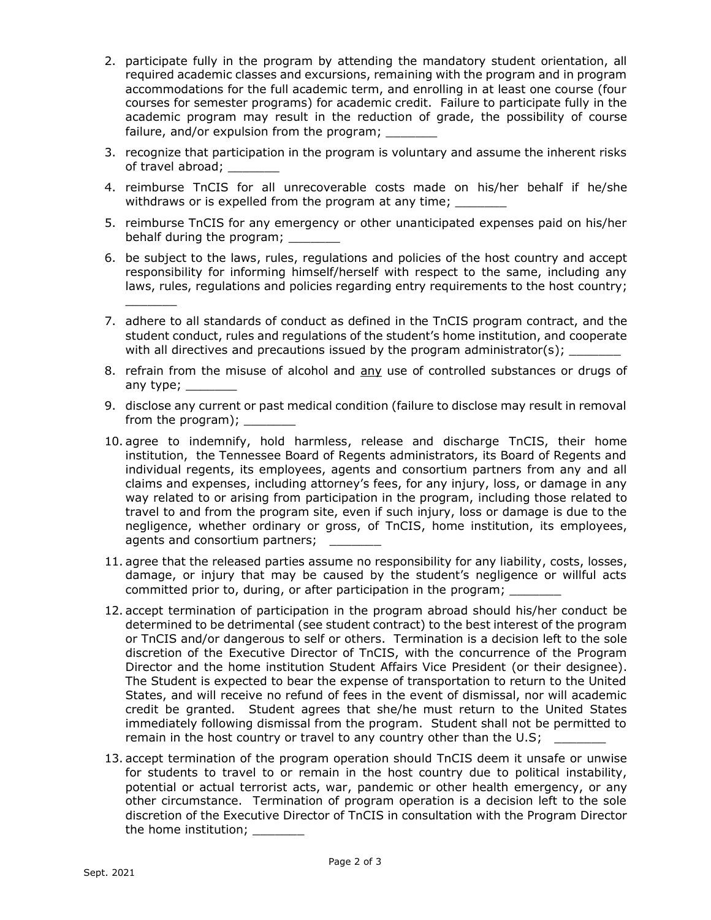2. participate fully in the program by attending the mandatory student orientation, all required academic classes and excursions, remaining with the program and in program accommodations for the full academic term, and enrolling in at least one course (four courses for semester programs) for academic credit. Failure to participate fully in the academic program may result in the reduction of grade, the possibility of course failure, and/or expulsion from the program; _______

3. recognize that participation in the program is voluntary and assume the inherent risks of travel abroad; _______

4. reimburse TnCIS for all unrecoverable costs made on his/her behalf if he/she withdraws or is expelled from the program at any time; _______

5. reimburse TnCIS for any emergency or other unanticipated expenses paid on his/her behalf during the program; _______

6. be subject to the laws, rules, regulations and policies of the host country and accept responsibility for informing himself/herself with respect to the same, including any laws, rules, regulations and policies regarding entry requirements to the host country; _______

7. adhere to all standards of conduct as defined in the TnCIS program contract, and the student conduct, rules and regulations of the student's home institution, and cooperate with all directives and precautions issued by the program administrator(s); _______

8. refrain from the misuse of alcohol and <u>any</u> use of controlled substances or drugs of any type; _______

9. disclose any current or past medical condition (failure to disclose may result in removal from the program); _______

10. agree to indemnify, hold harmless, release and discharge TnCIS, their home institution, the Tennessee Board of Regents administrators, its Board of Regents and individual regents, its employees, agents and consortium partners from any and all claims and expenses, including attorney's fees, for any injury, loss, or damage in any way related to or arising from participation in the program, including those related to travel to and from the program site, even if such injury, loss or damage is due to the negligence, whether ordinary or gross, of TnCIS, home institution, its employees, agents and consortium partners; _______

11. agree that the released parties assume no responsibility for any liability, costs, losses, damage, or injury that may be caused by the student's negligence or willful acts committed prior to, during, or after participation in the program; _______

12. accept termination of participation in the program abroad should his/her conduct be determined to be detrimental (see student contract) to the best interest of the program or TnCIS and/or dangerous to self or others. Termination is a decision left to the sole discretion of the Executive Director of TnCIS, with the concurrence of the Program Director and the home institution Student Affairs Vice President (or their designee). The Student is expected to bear the expense of transportation to return to the United States, and will receive no refund of fees in the event of dismissal, nor will academic credit be granted. Student agrees that she/he must return to the United States immediately following dismissal from the program. Student shall not be permitted to remain in the host country or travel to any country other than the U.S; _______

13. accept termination of the program operation should TnCIS deem it unsafe or unwise for students to travel to or remain in the host country due to political instability, potential or actual terrorist acts, war, pandemic or other health emergency, or any other circumstance. Termination of program operation is a decision left to the sole discretion of the Executive Director of TnCIS in consultation with the Program Director the home institution; _______

Sept. 2021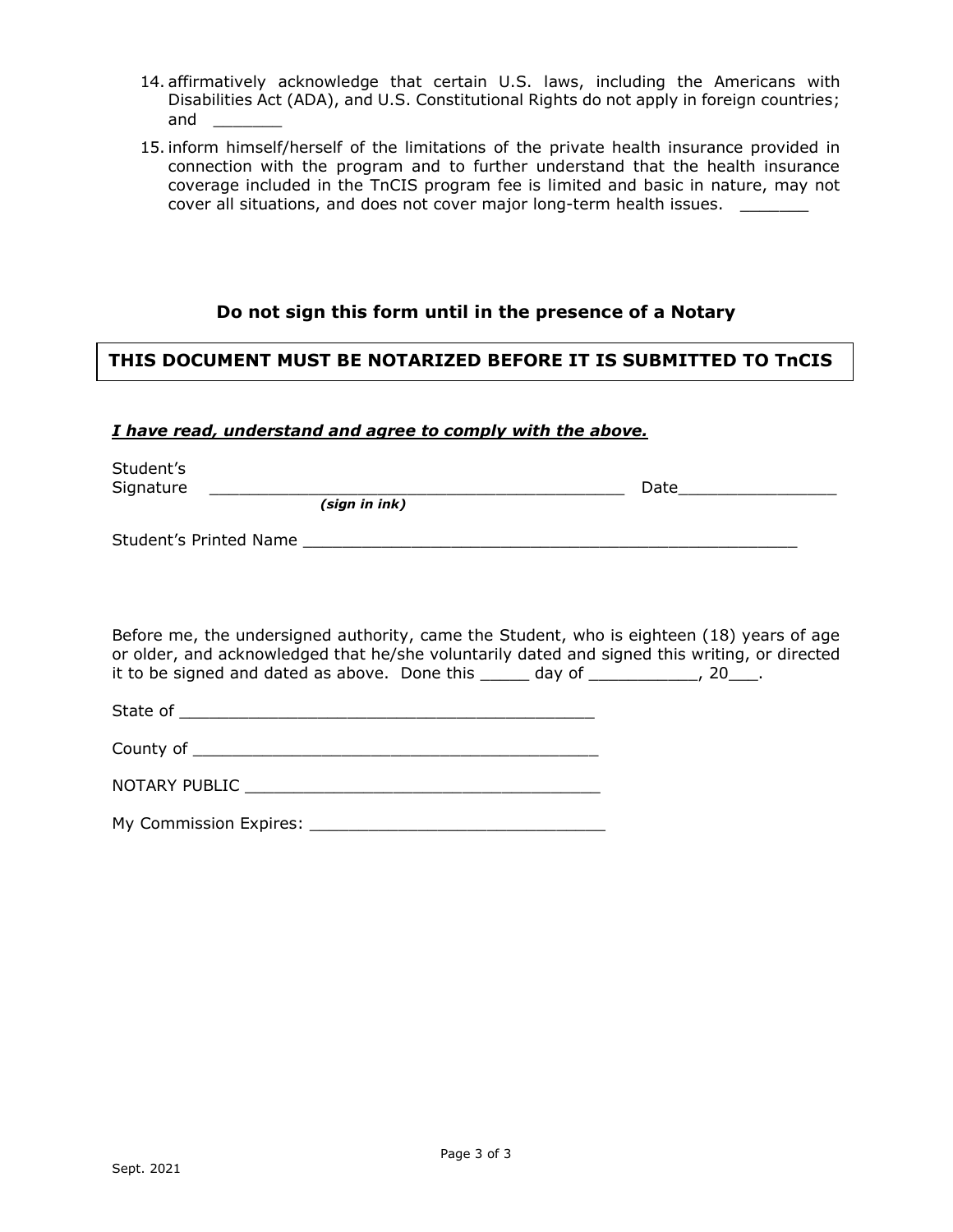14. affirmatively acknowledge that certain U.S. laws, including the Americans with Disabilities Act (ADA), and U.S. Constitutional Rights do not apply in foreign countries; and _______

15. inform himself/herself of the limitations of the private health insurance provided in connection with the program and to further understand that the health insurance coverage included in the TnCIS program fee is limited and basic in nature, may not cover all situations, and does not cover major long-term health issues. _______

**Do not sign this form until in the presence of a Notary**

**THIS DOCUMENT MUST BE NOTARIZED BEFORE IT IS SUBMITTED TO TnCIS**

***I have read, understand and agree to comply with the above.***

Student's Signature ___________________________________________ Date________________
*(sign in ink)*

Student's Printed Name ____________________________________________________

Before me, the undersigned authority, came the Student, who is eighteen (18) years of age or older, and acknowledged that he/she voluntarily dated and signed this writing, or directed it to be signed and dated as above. Done this _____ day of ___________, 20___.

State of ___________________________________________

County of __________________________________________

NOTARY PUBLIC ____________________________________

My Commission Expires: ______________________________

Sept. 2021